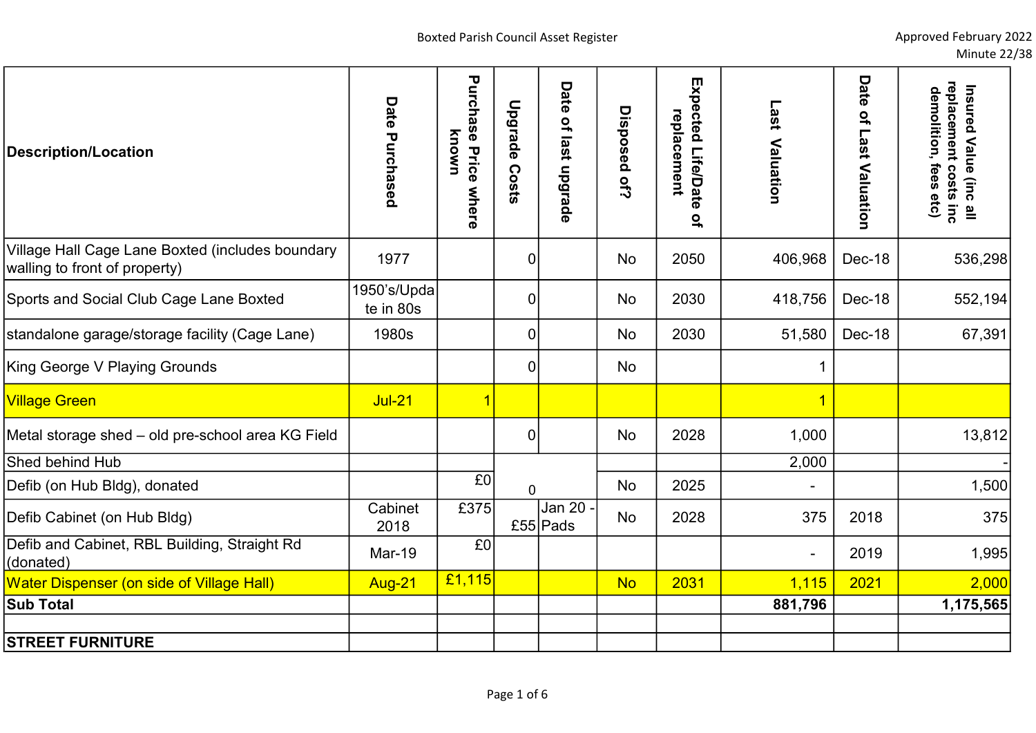# Boxted Parish Council Asset Register

Approved February 2022
Minute 22/38

| Description/Location | Date Purchased | Purchase Price where known | Upgrade Costs | Date of last upgrade | Disposed of? | Expected Life/Date of replacement | Last Valuation | Date of Last Valuation | Insured Value (inc all replacement costs inc demolition, fees etc) |
|---|---|---|---|---|---|---|---|---|---|
| Village Hall Cage Lane Boxted (includes boundary walling to front of property) | 1977 | | 0 | | No | 2050 | 406,968 | Dec-18 | 536,298 |
| Sports and Social Club Cage Lane Boxted | 1950's/Update in 80s | | 0 | | No | 2030 | 418,756 | Dec-18 | 552,194 |
| standalone garage/storage facility (Cage Lane) | 1980s | | 0 | | No | 2030 | 51,580 | Dec-18 | 67,391 |
| King George V Playing Grounds | | | 0 | | No | | 1 | | |
| Village Green | Jul-21 | 1 | | | | | 1 | | |
| Metal storage shed – old pre-school area KG Field | | | 0 | | No | 2028 | 1,000 | | 13,812 |
| Shed behind Hub | | | | | | | 2,000 | | - |
| Defib (on Hub Bldg), donated | | £0 | 0 | | No | 2025 | - | | 1,500 |
| Defib Cabinet (on Hub Bldg) | Cabinet 2018 | £375 | £55 | Jan 20 - Pads | No | 2028 | 375 | 2018 | 375 |
| Defib and Cabinet, RBL Building, Straight Rd (donated) | Mar-19 | £0 | | | | | - | 2019 | 1,995 |
| Water Dispenser (on side of Village Hall) | Aug-21 | £1,115 | | | No | 2031 | 1,115 | 2021 | 2,000 |
| **Sub Total** | | | | | | | **881,796** | | **1,175,565** |
| | | | | | | | | | |
| **STREET FURNITURE** | | | | | | | | | |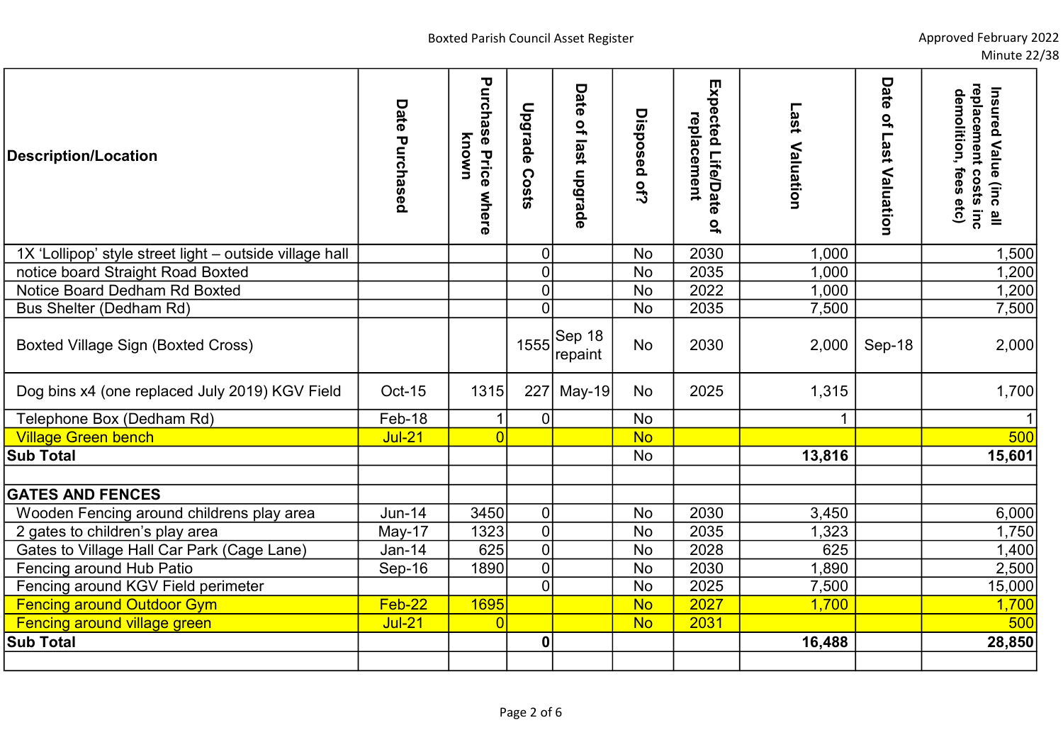Boxted Parish Council Asset Register

Approved February 2022
Minute 22/38

| Description/Location | Date Purchased | Purchase Price where known | Upgrade Costs | Date of last upgrade | Disposed of? | Expected Life/Date of replacement | Last Valuation | Date of Last Valuation | Insured Value (inc all replacement costs inc demolition, fees etc) |
|---|---|---|---|---|---|---|---|---|---|
| 1X 'Lollipop' style street light – outside village hall | | | 0 | | No | 2030 | 1,000 | | 1,500 |
| notice board Straight Road Boxted | | | 0 | | No | 2035 | 1,000 | | 1,200 |
| Notice Board Dedham Rd Boxted | | | 0 | | No | 2022 | 1,000 | | 1,200 |
| Bus Shelter (Dedham Rd) | | | 0 | | No | 2035 | 7,500 | | 7,500 |
| Boxted Village Sign (Boxted Cross) | | | 1555 | Sep 18 repaint | No | 2030 | 2,000 | Sep-18 | 2,000 |
| Dog bins x4 (one replaced July 2019) KGV Field | Oct-15 | 1315 | 227 | May-19 | No | 2025 | 1,315 | | 1,700 |
| Telephone Box (Dedham Rd) | Feb-18 | 1 | 0 | | No | | 1 | | 1 |
| Village Green bench | Jul-21 | 0 | | | No | | | | 500 |
| **Sub Total** | | | | | No | | **13,816** | | **15,601** |
| | | | | | | | | | |
| **GATES AND FENCES** | | | | | | | | | |
| Wooden Fencing around childrens play area | Jun-14 | 3450 | 0 | | No | 2030 | 3,450 | | 6,000 |
| 2 gates to children's play area | May-17 | 1323 | 0 | | No | 2035 | 1,323 | | 1,750 |
| Gates to Village Hall Car Park (Cage Lane) | Jan-14 | 625 | 0 | | No | 2028 | 625 | | 1,400 |
| Fencing around Hub Patio | Sep-16 | 1890 | 0 | | No | 2030 | 1,890 | | 2,500 |
| Fencing around KGV Field perimeter | | | 0 | | No | 2025 | 7,500 | | 15,000 |
| Fencing around Outdoor Gym | Feb-22 | 1695 | | | No | 2027 | 1,700 | | 1,700 |
| Fencing around village green | Jul-21 | 0 | | | No | 2031 | | | 500 |
| **Sub Total** | | | **0** | | | | **16,488** | | **28,850** |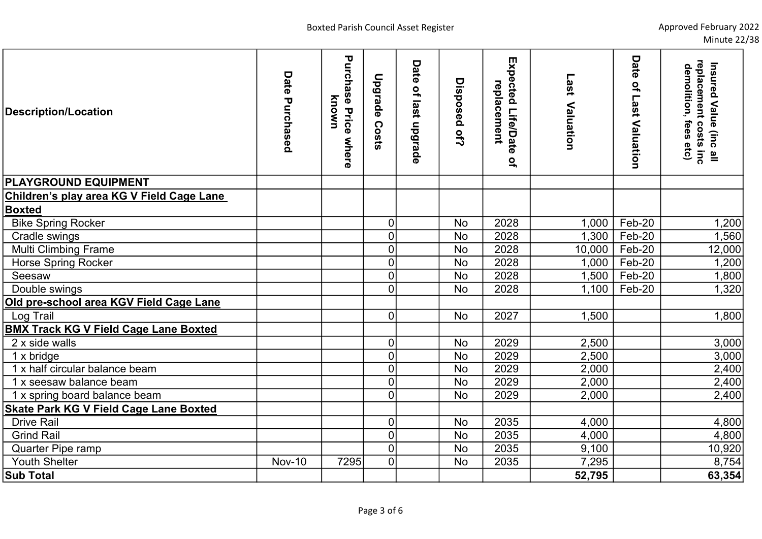Boxted Parish Council Asset Register

Approved February 2022
Minute 22/38

| Description/Location | Date Purchased | Purchase Price where known | Upgrade Costs | Date of last upgrade | Disposed of? | Expected Life/Date of replacement | Last Valuation | Date of Last Valuation | Insured Value (inc all replacement costs inc demolition, fees etc) |
|---|---|---|---|---|---|---|---|---|---|
| **PLAYGROUND EQUIPMENT** | | | | | | | | | |
| **Children's play area KG V Field Cage Lane Boxted** | | | | | | | | | |
| Bike Spring Rocker | | | 0 | | No | 2028 | 1,000 | Feb-20 | 1,200 |
| Cradle swings | | | 0 | | No | 2028 | 1,300 | Feb-20 | 1,560 |
| Multi Climbing Frame | | | 0 | | No | 2028 | 10,000 | Feb-20 | 12,000 |
| Horse Spring Rocker | | | 0 | | No | 2028 | 1,000 | Feb-20 | 1,200 |
| Seesaw | | | 0 | | No | 2028 | 1,500 | Feb-20 | 1,800 |
| Double swings | | | 0 | | No | 2028 | 1,100 | Feb-20 | 1,320 |
| **Old pre-school area KGV Field Cage Lane** | | | | | | | | | |
| Log Trail | | | 0 | | No | 2027 | 1,500 | | 1,800 |
| **BMX Track KG V Field Cage Lane Boxted** | | | | | | | | | |
| 2 x side walls | | | 0 | | No | 2029 | 2,500 | | 3,000 |
| 1 x bridge | | | 0 | | No | 2029 | 2,500 | | 3,000 |
| 1 x half circular balance beam | | | 0 | | No | 2029 | 2,000 | | 2,400 |
| 1 x seesaw balance beam | | | 0 | | No | 2029 | 2,000 | | 2,400 |
| 1 x spring board balance beam | | | 0 | | No | 2029 | 2,000 | | 2,400 |
| **Skate Park KG V Field Cage Lane Boxted** | | | | | | | | | |
| Drive Rail | | | 0 | | No | 2035 | 4,000 | | 4,800 |
| Grind Rail | | | 0 | | No | 2035 | 4,000 | | 4,800 |
| Quarter Pipe ramp | | | 0 | | No | 2035 | 9,100 | | 10,920 |
| Youth Shelter | Nov-10 | 7295 | 0 | | No | 2035 | 7,295 | | 8,754 |
| **Sub Total** | | | | | | | **52,795** | | **63,354** |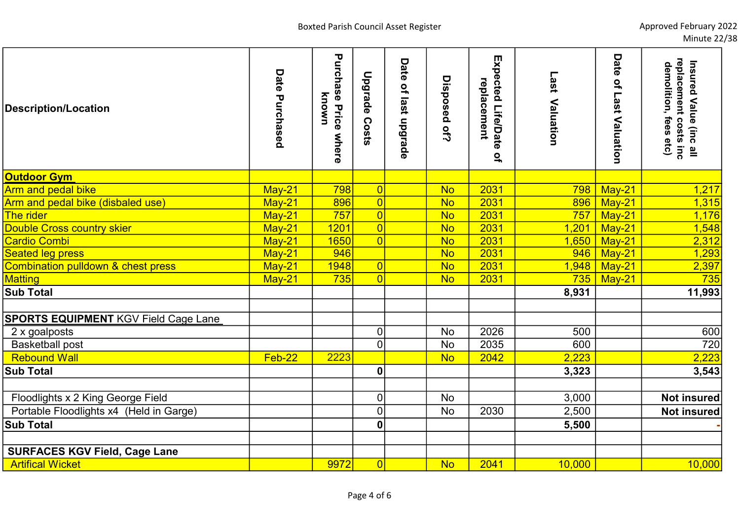Boxted Parish Council Asset Register

Approved February 2022
Minute 22/38

| Description/Location | Date Purchased | Purchase Price where known | Upgrade Costs | Date of last upgrade | Disposed of? | Expected Life/Date of replacement | Last Valuation | Date of Last Valuation | Insured Value (inc all replacement costs inc demolition, fees etc) |
|---|---|---|---|---|---|---|---|---|---|
| **Outdoor Gym** | | | | | | | | | |
| Arm and pedal bike | May-21 | 798 | 0 | | No | 2031 | 798 | May-21 | 1,217 |
| Arm and pedal bike (disbaled use) | May-21 | 896 | 0 | | No | 2031 | 896 | May-21 | 1,315 |
| The rider | May-21 | 757 | 0 | | No | 2031 | 757 | May-21 | 1,176 |
| Double Cross country skier | May-21 | 1201 | 0 | | No | 2031 | 1,201 | May-21 | 1,548 |
| Cardio Combi | May-21 | 1650 | 0 | | No | 2031 | 1,650 | May-21 | 2,312 |
| Seated leg press | May-21 | 946 | | | No | 2031 | 946 | May-21 | 1,293 |
| Combination pulldown & chest press | May-21 | 1948 | 0 | | No | 2031 | 1,948 | May-21 | 2,397 |
| Matting | May-21 | 735 | 0 | | No | 2031 | 735 | May-21 | 735 |
| **Sub Total** | | | | | | | **8,931** | | **11,993** |
| | | | | | | | | | |
| **SPORTS EQUIPMENT** KGV Field Cage Lane | | | | | | | | | |
| 2 x goalposts | | | 0 | | No | 2026 | 500 | | 600 |
| Basketball post | | | 0 | | No | 2035 | 600 | | 720 |
| Rebound Wall | Feb-22 | 2223 | | | No | 2042 | 2,223 | | 2,223 |
| **Sub Total** | | | **0** | | | | **3,323** | | **3,543** |
| | | | | | | | | | |
| Floodlights x 2 King George Field | | | 0 | | No | | 3,000 | | **Not insured** |
| Portable Floodlights x4 (Held in Garge) | | | 0 | | No | 2030 | 2,500 | | **Not insured** |
| **Sub Total** | | | **0** | | | | **5,500** | | **-** |
| | | | | | | | | | |
| **SURFACES KGV Field, Cage Lane** | | | | | | | | | |
| Artifical Wicket | | 9972 | 0 | | No | 2041 | 10,000 | | 10,000 |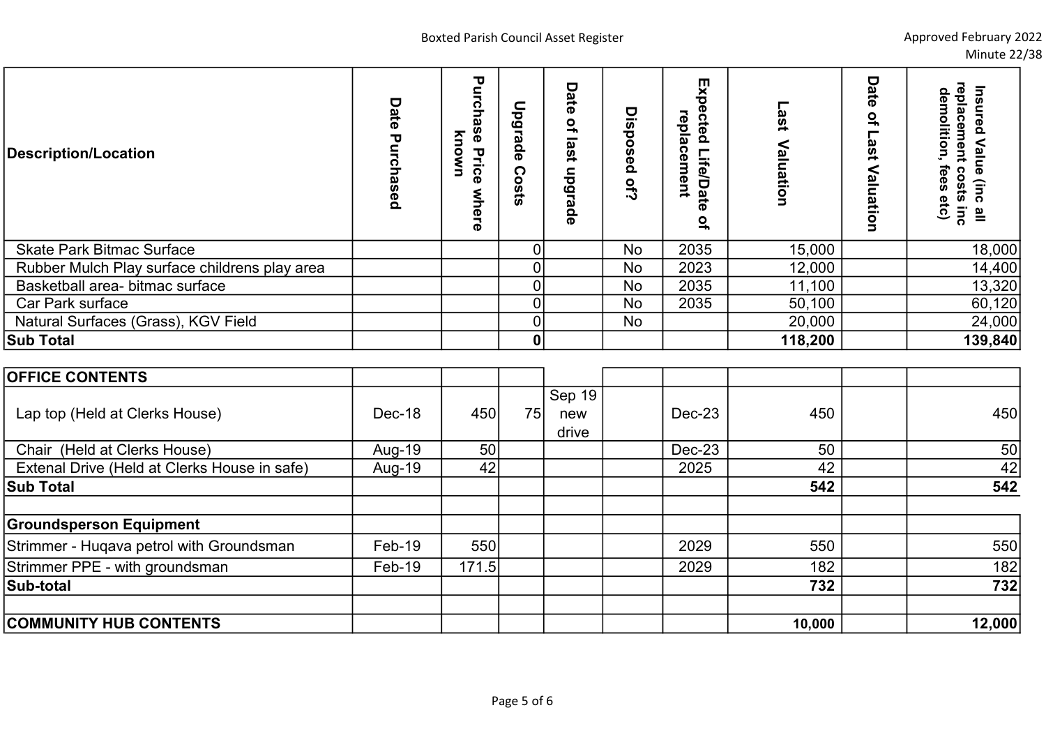Boxted Parish Council Asset Register

Approved February 2022
Minute 22/38

| Description/Location | Date Purchased | Purchase Price where known | Upgrade Costs | Date of last upgrade | Disposed of? | Expected Life/Date of replacement | Last Valuation | Date of Last Valuation | Insured Value (inc all replacement costs inc demolition, fees etc) |
|---|---|---|---|---|---|---|---|---|---|
| Skate Park Bitmac Surface | | | 0 | | No | 2035 | 15,000 | | 18,000 |
| Rubber Mulch Play surface childrens play area | | | 0 | | No | 2023 | 12,000 | | 14,400 |
| Basketball area- bitmac surface | | | 0 | | No | 2035 | 11,100 | | 13,320 |
| Car Park surface | | | 0 | | No | 2035 | 50,100 | | 60,120 |
| Natural Surfaces (Grass), KGV Field | | | 0 | | No | | 20,000 | | 24,000 |
| **Sub Total** | | | **0** | | | | **118,200** | | **139,840** |
| | | | | | | | | | |
| **OFFICE CONTENTS** | | | | | | | | | |
| Lap top (Held at Clerks House) | Dec-18 | 450 | 75 | Sep 19 new drive | | Dec-23 | 450 | | 450 |
| Chair (Held at Clerks House) | Aug-19 | 50 | | | | Dec-23 | 50 | | 50 |
| Extenal Drive (Held at Clerks House in safe) | Aug-19 | 42 | | | | 2025 | 42 | | 42 |
| **Sub Total** | | | | | | | **542** | | **542** |
| | | | | | | | | | |
| **Groundsperson Equipment** | | | | | | | | | |
| Strimmer - Huqava petrol with Groundsman | Feb-19 | 550 | | | | 2029 | 550 | | 550 |
| Strimmer PPE - with groundsman | Feb-19 | 171.5 | | | | 2029 | 182 | | 182 |
| **Sub-total** | | | | | | | **732** | | **732** |
| | | | | | | | | | |
| **COMMUNITY HUB CONTENTS** | | | | | | | **10,000** | | **12,000** |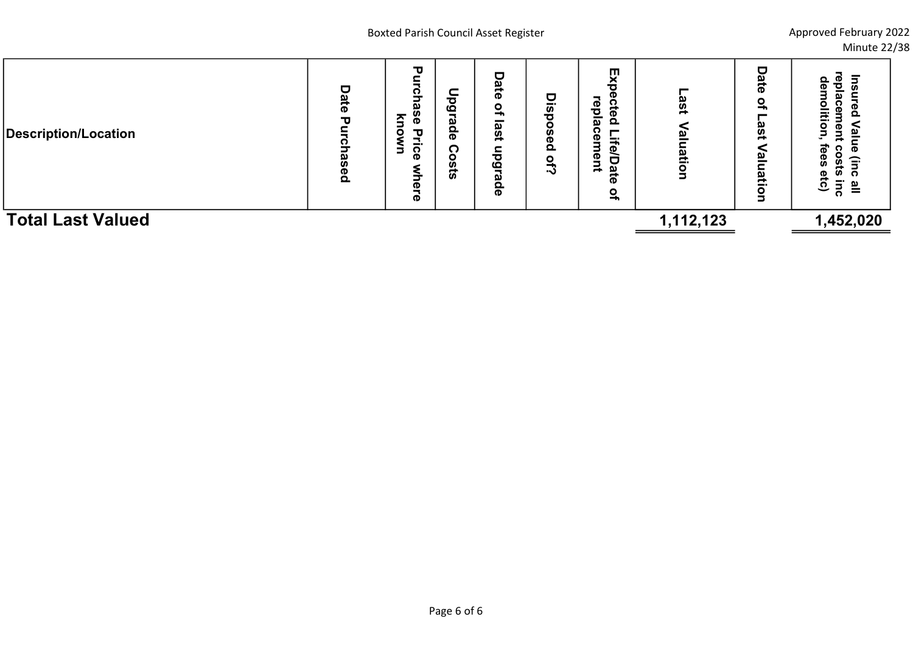| Description/Location | Date Purchased | Purchase Price where known | Upgrade Costs | Date of last upgrade | Disposed of? | Expected Life/Date of replacement | Last Valuation | Date of Last Valuation | Insured Value (inc all replacement costs inc demolition, fees etc) |
|---|---|---|---|---|---|---|---|---|---|
| **Total Last Valued** | | | | | | | **1,112,123** | | **1,452,020** |